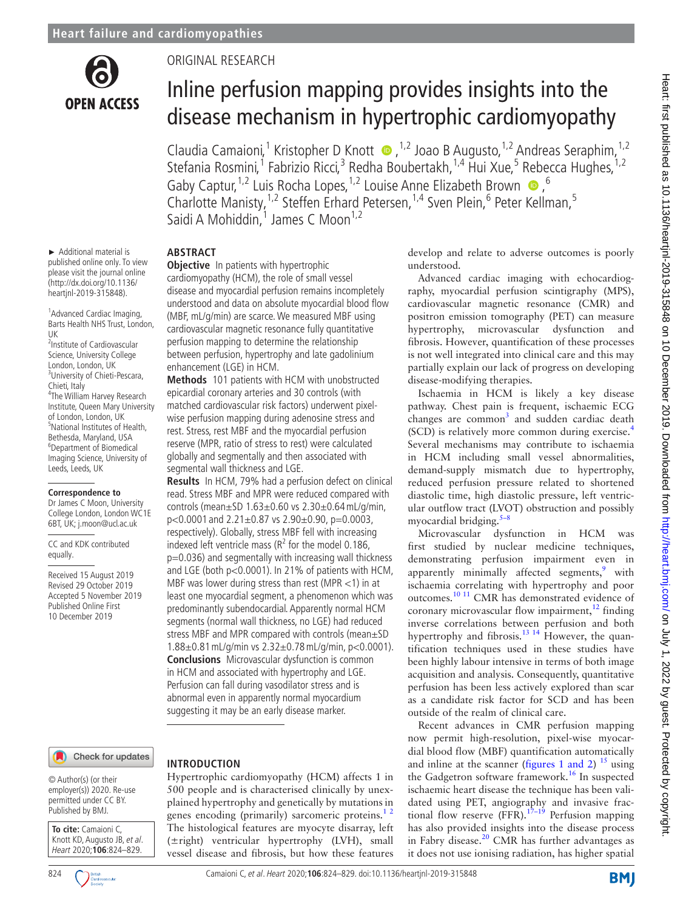Heart failure and cardiomyopathies

ORIGINAL RESEARCH

# Inline perfusion mapping provides insights into the disease mechanism in hypertrophic cardiomyopathy

Claudia Camaioni,[1] Kristopher D Knott,[1,2] Joao B Augusto,[1,2] Andreas Seraphim,[1,2] Stefania Rosmini,[1] Fabrizio Ricci,[3] Redha Boubertakh,[1,4] Hui Xue,[5] Rebecca Hughes,[1,2] Gaby Captur,[1,2] Luis Rocha Lopes,[1,2] Louise Anne Elizabeth Brown,[6] Charlotte Manisty,[1,2] Steffen Erhard Petersen,[1,4] Sven Plein,[6] Peter Kellman,[5] Saidi A Mohiddin,[1] James C Moon[1,2]

► Additional material is published online only. To view please visit the journal online (http://dx.doi.org/10.1136/heartjnl-2019-315848).

[1]Advanced Cardiac Imaging, Barts Health NHS Trust, London, UK
[2]Institute of Cardiovascular Science, University College London, London, UK
[3]University of Chieti-Pescara, Chieti, Italy
[4]The William Harvey Research Institute, Queen Mary University of London, London, UK
[5]National Institutes of Health, Bethesda, Maryland, USA
[6]Department of Biomedical Imaging Science, University of Leeds, Leeds, UK

**Correspondence to**
Dr James C Moon, University College London, London WC1E 6BT, UK; j.moon@ucl.ac.uk

CC and KDK contributed equally.

Received 15 August 2019
Revised 29 October 2019
Accepted 5 November 2019
Published Online First 10 December 2019

## ABSTRACT

**Objective** In patients with hypertrophic cardiomyopathy (HCM), the role of small vessel disease and myocardial perfusion remains incompletely understood and data on absolute myocardial blood flow (MBF, mL/g/min) are scarce. We measured MBF using cardiovascular magnetic resonance fully quantitative perfusion mapping to determine the relationship between perfusion, hypertrophy and late gadolinium enhancement (LGE) in HCM.

**Methods** 101 patients with HCM with unobstructed epicardial coronary arteries and 30 controls (with matched cardiovascular risk factors) underwent pixel-wise perfusion mapping during adenosine stress and rest. Stress, rest MBF and the myocardial perfusion reserve (MPR, ratio of stress to rest) were calculated globally and segmentally and then associated with segmental wall thickness and LGE.

**Results** In HCM, 79% had a perfusion defect on clinical read. Stress MBF and MPR were reduced compared with controls (mean±SD 1.63±0.60 vs 2.30±0.64 mL/g/min, p<0.0001 and 2.21±0.87 vs 2.90±0.90, p=0.0003, respectively). Globally, stress MBF fell with increasing indexed left ventricle mass ($R^2$ for the model 0.186, p=0.036) and segmentally with increasing wall thickness and LGE (both p<0.0001). In 21% of patients with HCM, MBF was lower during stress than rest (MPR <1) in at least one myocardial segment, a phenomenon which was predominantly subendocardial. Apparently normal HCM segments (normal wall thickness, no LGE) had reduced stress MBF and MPR compared with controls (mean±SD 1.88±0.81 mL/g/min vs 2.32±0.78 mL/g/min, p<0.0001).

**Conclusions** Microvascular dysfunction is common in HCM and associated with hypertrophy and LGE. Perfusion can fall during vasodilator stress and is abnormal even in apparently normal myocardium suggesting it may be an early disease marker.

## INTRODUCTION

Hypertrophic cardiomyopathy (HCM) affects 1 in 500 people and is characterised clinically by unexplained hypertrophy and genetically by mutations in genes encoding (primarily) sarcomeric proteins.[1 2] The histological features are myocyte disarray, left (±right) ventricular hypertrophy (LVH), small vessel disease and fibrosis, but how these features develop and relate to adverse outcomes is poorly understood.

Advanced cardiac imaging with echocardiography, myocardial perfusion scintigraphy (MPS), cardiovascular magnetic resonance (CMR) and positron emission tomography (PET) can measure hypertrophy, microvascular dysfunction and fibrosis. However, quantification of these processes is not well integrated into clinical care and this may partially explain our lack of progress on developing disease-modifying therapies.

Ischaemia in HCM is likely a key disease pathway. Chest pain is frequent, ischaemic ECG changes are common[3] and sudden cardiac death (SCD) is relatively more common during exercise.[4] Several mechanisms may contribute to ischaemia in HCM including small vessel abnormalities, demand-supply mismatch due to hypertrophy, reduced perfusion pressure related to shortened diastolic time, high diastolic pressure, left ventricular outflow tract (LVOT) obstruction and possibly myocardial bridging.[5–8]

Microvascular dysfunction in HCM was first studied by nuclear medicine techniques, demonstrating perfusion impairment even in apparently minimally affected segments,[9] with ischaemia correlating with hypertrophy and poor outcomes.[10 11] CMR has demonstrated evidence of coronary microvascular flow impairment,[12] finding inverse correlations between perfusion and both hypertrophy and fibrosis.[13 14] However, the quantification techniques used in these studies have been highly labour intensive in terms of both image acquisition and analysis. Consequently, quantitative perfusion has been less actively explored than scar as a candidate risk factor for SCD and has been outside of the realm of clinical care.

Recent advances in CMR perfusion mapping now permit high-resolution, pixel-wise myocardial blood flow (MBF) quantification automatically and inline at the scanner (figures 1 and 2)[15] using the Gadgetron software framework.[16] In suspected ischaemic heart disease the technique has been validated using PET, angiography and invasive fractional flow reserve (FFR).[17–19] Perfusion mapping has also provided insights into the disease process in Fabry disease.[20] CMR has further advantages as it does not use ionising radiation, has higher spatial

© Author(s) (or their employer(s)) 2020. Re-use permitted under CC BY. Published by BMJ.

**To cite:** Camaioni C, Knott KD, Augusto JB, et al. Heart 2020;106:824–829.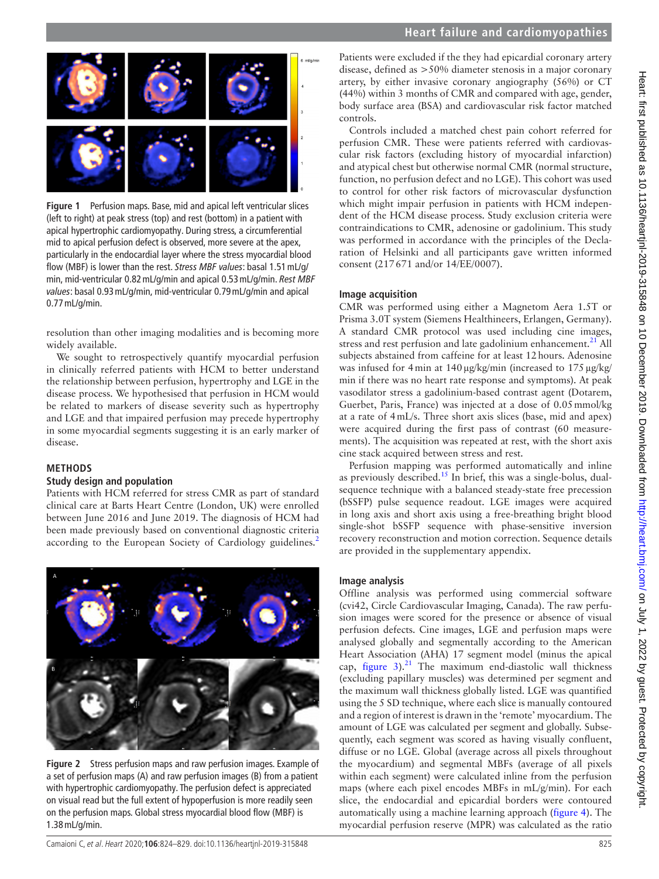Figure 1 Perfusion maps. Base, mid and apical left ventricular slices (left to right) at peak stress (top) and rest (bottom) in a patient with apical hypertrophic cardiomyopathy. During stress, a circumferential mid to apical perfusion defect is observed, more severe at the apex, particularly in the endocardial layer where the stress myocardial blood flow (MBF) is lower than the rest. *Stress MBF values*: basal 1.51 mL/g/min, mid-ventricular 0.82 mL/g/min and apical 0.53 mL/g/min. *Rest MBF values*: basal 0.93 mL/g/min, mid-ventricular 0.79 mL/g/min and apical 0.77 mL/g/min.

resolution than other imaging modalities and is becoming more widely available.

We sought to retrospectively quantify myocardial perfusion in clinically referred patients with HCM to better understand the relationship between perfusion, hypertrophy and LGE in the disease process. We hypothesised that perfusion in HCM would be related to markers of disease severity such as hypertrophy and LGE and that impaired perfusion may precede hypertrophy in some myocardial segments suggesting it is an early marker of disease.

## METHODS

### Study design and population

Patients with HCM referred for stress CMR as part of standard clinical care at Barts Heart Centre (London, UK) were enrolled between June 2016 and June 2019. The diagnosis of HCM had been made previously based on conventional diagnostic criteria according to the European Society of Cardiology guidelines.[2]

Figure 2 Stress perfusion maps and raw perfusion images. Example of a set of perfusion maps (A) and raw perfusion images (B) from a patient with hypertrophic cardiomyopathy. The perfusion defect is appreciated on visual read but the full extent of hypoperfusion is more readily seen on the perfusion maps. Global stress myocardial blood flow (MBF) is 1.38 mL/g/min.

Patients were excluded if the they had epicardial coronary artery disease, defined as >50% diameter stenosis in a major coronary artery, by either invasive coronary angiography (56%) or CT (44%) within 3 months of CMR and compared with age, gender, body surface area (BSA) and cardiovascular risk factor matched controls.

Controls included a matched chest pain cohort referred for perfusion CMR. These were patients referred with cardiovascular risk factors (excluding history of myocardial infarction) and atypical chest but otherwise normal CMR (normal structure, function, no perfusion defect and no LGE). This cohort was used to control for other risk factors of microvascular dysfunction which might impair perfusion in patients with HCM independent of the HCM disease process. Study exclusion criteria were contraindications to CMR, adenosine or gadolinium. This study was performed in accordance with the principles of the Declaration of Helsinki and all participants gave written informed consent (217 671 and/or 14/EE/0007).

### Image acquisition

CMR was performed using either a Magnetom Aera 1.5T or Prisma 3.0T system (Siemens Healthineers, Erlangen, Germany). A standard CMR protocol was used including cine images, stress and rest perfusion and late gadolinium enhancement.[21] All subjects abstained from caffeine for at least 12 hours. Adenosine was infused for 4 min at 140 µg/kg/min (increased to 175 µg/kg/min if there was no heart rate response and symptoms). At peak vasodilator stress a gadolinium-based contrast agent (Dotarem, Guerbet, Paris, France) was injected at a dose of 0.05 mmol/kg at a rate of 4 mL/s. Three short axis slices (base, mid and apex) were acquired during the first pass of contrast (60 measurements). The acquisition was repeated at rest, with the short axis cine stack acquired between stress and rest.

Perfusion mapping was performed automatically and inline as previously described.[15] In brief, this was a single-bolus, dual-sequence technique with a balanced steady-state free precession (bSSFP) pulse sequence readout. LGE images were acquired in long axis and short axis using a free-breathing bright blood single-shot bSSFP sequence with phase-sensitive inversion recovery reconstruction and motion correction. Sequence details are provided in the supplementary appendix.

### Image analysis

Offline analysis was performed using commercial software (cvi42, Circle Cardiovascular Imaging, Canada). The raw perfusion images were scored for the presence or absence of visual perfusion defects. Cine images, LGE and perfusion maps were analysed globally and segmentally according to the American Heart Association (AHA) 17 segment model (minus the apical cap, figure 3).[21] The maximum end-diastolic wall thickness (excluding papillary muscles) was determined per segment and the maximum wall thickness globally listed. LGE was quantified using the 5 SD technique, where each slice is manually contoured and a region of interest is drawn in the 'remote' myocardium. The amount of LGE was calculated per segment and globally. Subsequently, each segment was scored as having visually confluent, diffuse or no LGE. Global (average across all pixels throughout the myocardium) and segmental MBFs (average of all pixels within each segment) were calculated inline from the perfusion maps (where each pixel encodes MBFs in mL/g/min). For each slice, the endocardial and epicardial borders were contoured automatically using a machine learning approach (figure 4). The myocardial perfusion reserve (MPR) was calculated as the ratio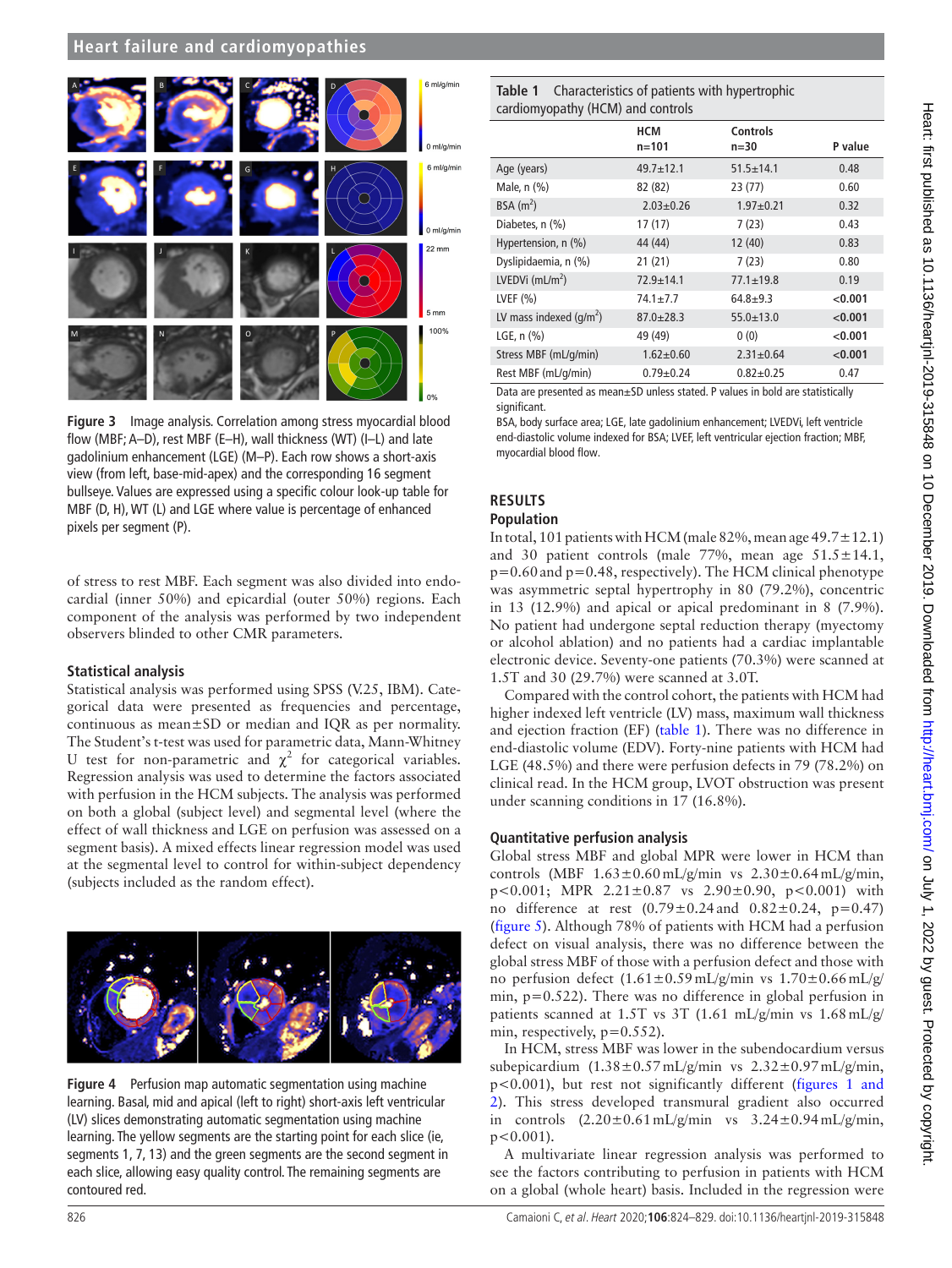Figure 3 Image analysis. Correlation among stress myocardial blood flow (MBF; A–D), rest MBF (E–H), wall thickness (WT) (I–L) and late gadolinium enhancement (LGE) (M–P). Each row shows a short-axis view (from left, base-mid-apex) and the corresponding 16 segment bullseye. Values are expressed using a specific colour look-up table for MBF (D, H), WT (L) and LGE where value is percentage of enhanced pixels per segment (P).

of stress to rest MBF. Each segment was also divided into endocardial (inner 50%) and epicardial (outer 50%) regions. Each component of the analysis was performed by two independent observers blinded to other CMR parameters.

### Statistical analysis

Statistical analysis was performed using SPSS (V.25, IBM). Categorical data were presented as frequencies and percentage, continuous as mean±SD or median and IQR as per normality. The Student's t-test was used for parametric data, Mann-Whitney U test for non-parametric and $\chi^2$ for categorical variables. Regression analysis was used to determine the factors associated with perfusion in the HCM subjects. The analysis was performed on both a global (subject level) and segmental level (where the effect of wall thickness and LGE on perfusion was assessed on a segment basis). A mixed effects linear regression model was used at the segmental level to control for within-subject dependency (subjects included as the random effect).

Figure 4 Perfusion map automatic segmentation using machine learning. Basal, mid and apical (left to right) short-axis left ventricular (LV) slices demonstrating automatic segmentation using machine learning. The yellow segments are the starting point for each slice (ie, segments 1, 7, 13) and the green segments are the second segment in each slice, allowing easy quality control. The remaining segments are contoured red.

**Table 1** Characteristics of patients with hypertrophic cardiomyopathy (HCM) and controls

| | HCM n=101 | Controls n=30 | P value |
|---|---|---|---|
| Age (years) | 49.7±12.1 | 51.5±14.1 | 0.48 |
| Male, n (%) | 82 (82) | 23 (77) | 0.60 |
| BSA ($m^2$) | 2.03±0.26 | 1.97±0.21 | 0.32 |
| Diabetes, n (%) | 17 (17) | 7 (23) | 0.43 |
| Hypertension, n (%) | 44 (44) | 12 (40) | 0.83 |
| Dyslipidaemia, n (%) | 21 (21) | 7 (23) | 0.80 |
| LVEDVi (mL/$m^2$) | 72.9±14.1 | 77.1±19.8 | 0.19 |
| LVEF (%) | 74.1±7.7 | 64.8±9.3 | **<0.001** |
| LV mass indexed (g/$m^2$) | 87.0±28.3 | 55.0±13.0 | **<0.001** |
| LGE, n (%) | 49 (49) | 0 (0) | **<0.001** |
| Stress MBF (mL/g/min) | 1.62±0.60 | 2.31±0.64 | **<0.001** |
| Rest MBF (mL/g/min) | 0.79±0.24 | 0.82±0.25 | 0.47 |

Data are presented as mean±SD unless stated. P values in bold are statistically significant.

BSA, body surface area; LGE, late gadolinium enhancement; LVEDVi, left ventricle end-diastolic volume indexed for BSA; LVEF, left ventricular ejection fraction; MBF, myocardial blood flow.

## RESULTS

### Population

In total, 101 patients with HCM (male 82%, mean age 49.7±12.1) and 30 patient controls (male 77%, mean age 51.5±14.1, p=0.60 and p=0.48, respectively). The HCM clinical phenotype was asymmetric septal hypertrophy in 80 (79.2%), concentric in 13 (12.9%) and apical or apical predominant in 8 (7.9%). No patient had undergone septal reduction therapy (myectomy or alcohol ablation) and no patients had a cardiac implantable electronic device. Seventy-one patients (70.3%) were scanned at 1.5T and 30 (29.7%) were scanned at 3.0T.

Compared with the control cohort, the patients with HCM had higher indexed left ventricle (LV) mass, maximum wall thickness and ejection fraction (EF) (table 1). There was no difference in end-diastolic volume (EDV). Forty-nine patients with HCM had LGE (48.5%) and there were perfusion defects in 79 (78.2%) on clinical read. In the HCM group, LVOT obstruction was present under scanning conditions in 17 (16.8%).

### Quantitative perfusion analysis

Global stress MBF and global MPR were lower in HCM than controls (MBF 1.63±0.60 mL/g/min vs 2.30±0.64 mL/g/min, p<0.001; MPR 2.21±0.87 vs 2.90±0.90, p<0.001) with no difference at rest (0.79±0.24 and 0.82±0.24, p=0.47) (figure 5). Although 78% of patients with HCM had a perfusion defect on visual analysis, there was no difference between the global stress MBF of those with a perfusion defect and those with no perfusion defect (1.61±0.59 mL/g/min vs 1.70±0.66 mL/g/min, p=0.522). There was no difference in global perfusion in patients scanned at 1.5T vs 3T (1.61 mL/g/min vs 1.68 mL/g/min, respectively, p=0.552).

In HCM, stress MBF was lower in the subendocardium versus subepicardium (1.38±0.57 mL/g/min vs 2.32±0.97 mL/g/min, p<0.001), but rest not significantly different (figures 1 and 2). This stress developed transmural gradient also occurred in controls (2.20±0.61 mL/g/min vs 3.24±0.94 mL/g/min, p<0.001).

A multivariate linear regression analysis was performed to see the factors contributing to perfusion in patients with HCM on a global (whole heart) basis. Included in the regression were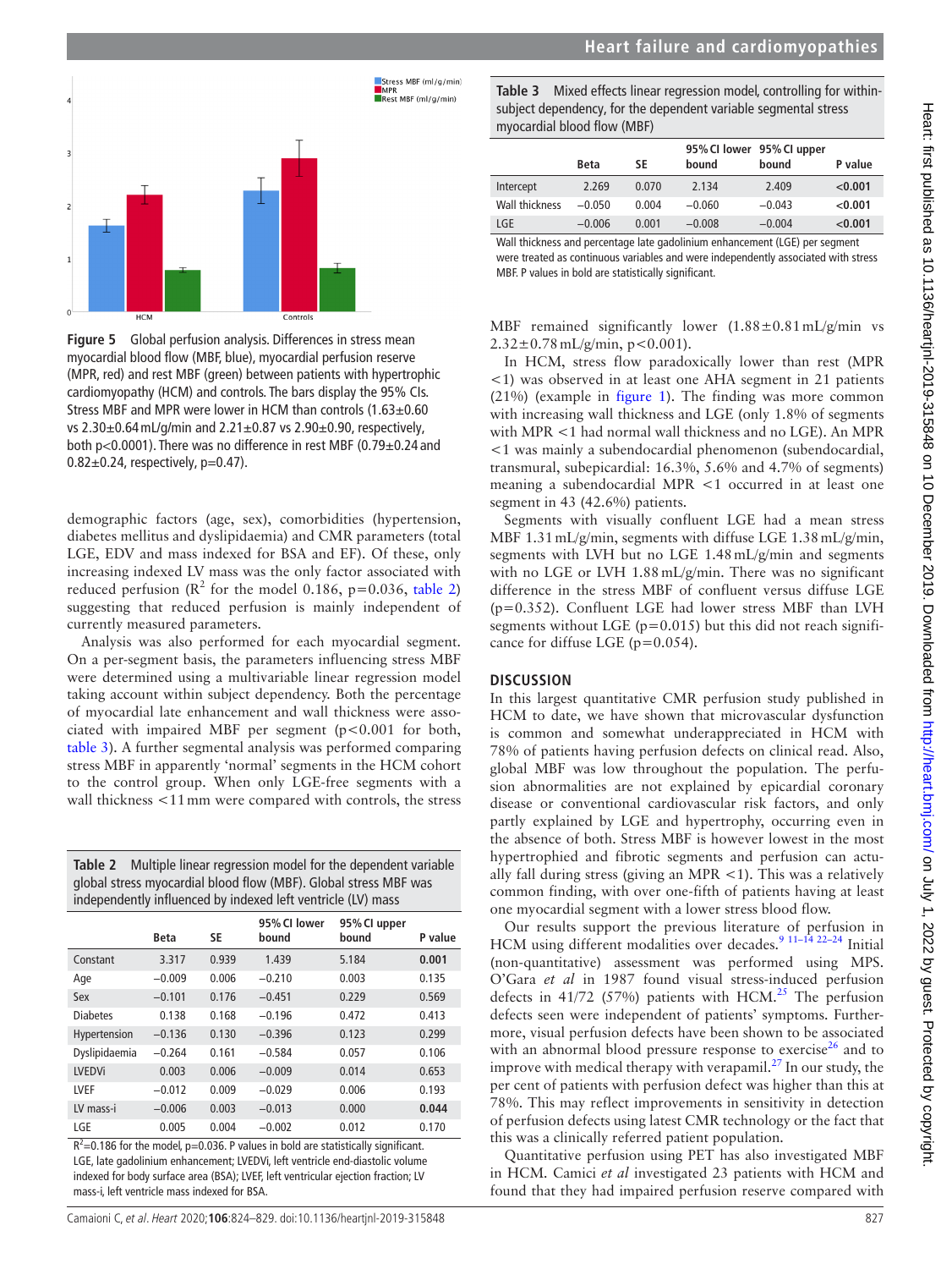Stress MBF (ml/g/min)
MPR
Rest MBF (ml/g/min)

4
3
2
1
0

HCM
Controls

**Figure 5** Global perfusion analysis. Differences in stress mean myocardial blood flow (MBF, blue), myocardial perfusion reserve (MPR, red) and rest MBF (green) between patients with hypertrophic cardiomyopathy (HCM) and controls. The bars display the 95% CIs. Stress MBF and MPR were lower in HCM than controls (1.63±0.60 vs 2.30±0.64 mL/g/min and 2.21±0.87 vs 2.90±0.90, respectively, both p<0.0001). There was no difference in rest MBF (0.79±0.24 and 0.82±0.24, respectively, p=0.47).

demographic factors (age, sex), comorbidities (hypertension, diabetes mellitus and dyslipidaemia) and CMR parameters (total LGE, EDV and mass indexed for BSA and EF). Of these, only increasing indexed LV mass was the only factor associated with reduced perfusion ($R^2$ for the model 0.186, p=0.036, table 2) suggesting that reduced perfusion is mainly independent of currently measured parameters.

Analysis was also performed for each myocardial segment. On a per-segment basis, the parameters influencing stress MBF were determined using a multivariable linear regression model taking account within subject dependency. Both the percentage of myocardial late enhancement and wall thickness were associated with impaired MBF per segment (p<0.001 for both, table 3). A further segmental analysis was performed comparing stress MBF in apparently 'normal' segments in the HCM cohort to the control group. When only LGE-free segments with a wall thickness <11 mm were compared with controls, the stress

**Table 2** Multiple linear regression model for the dependent variable global stress myocardial blood flow (MBF). Global stress MBF was independently influenced by indexed left ventricle (LV) mass

| | Beta | SE | 95% CI lower bound | 95% CI upper bound | P value |
|---|---|---|---|---|---|
| Constant | 3.317 | 0.939 | 1.439 | 5.184 | **0.001** |
| Age | −0.009 | 0.006 | −0.210 | 0.003 | 0.135 |
| Sex | −0.101 | 0.176 | −0.451 | 0.229 | 0.569 |
| Diabetes | 0.138 | 0.168 | −0.196 | 0.472 | 0.413 |
| Hypertension | −0.136 | 0.130 | −0.396 | 0.123 | 0.299 |
| Dyslipidaemia | −0.264 | 0.161 | −0.584 | 0.057 | 0.106 |
| LVEDVi | 0.003 | 0.006 | −0.009 | 0.014 | 0.653 |
| LVEF | −0.012 | 0.009 | −0.029 | 0.006 | 0.193 |
| LV mass-i | −0.006 | 0.003 | −0.013 | 0.000 | **0.044** |
| LGE | 0.005 | 0.004 | −0.002 | 0.012 | 0.170 |

$R^2$=0.186 for the model, p=0.036. P values in bold are statistically significant.
LGE, late gadolinium enhancement; LVEDVi, left ventricle end-diastolic volume indexed for body surface area (BSA); LVEF, left ventricular ejection fraction; LV mass-i, left ventricle mass indexed for BSA.

**Table 3** Mixed effects linear regression model, controlling for within-subject dependency, for the dependent variable segmental stress myocardial blood flow (MBF)

| | Beta | SE | 95% CI lower bound | 95% CI upper bound | P value |
|---|---|---|---|---|---|
| Intercept | 2.269 | 0.070 | 2.134 | 2.409 | **<0.001** |
| Wall thickness | −0.050 | 0.004 | −0.060 | −0.043 | **<0.001** |
| LGE | −0.006 | 0.001 | −0.008 | −0.004 | **<0.001** |

Wall thickness and percentage late gadolinium enhancement (LGE) per segment were treated as continuous variables and were independently associated with stress MBF. P values in bold are statistically significant.

MBF remained significantly lower (1.88±0.81 mL/g/min vs 2.32±0.78 mL/g/min, p<0.001).

In HCM, stress flow paradoxically lower than rest (MPR <1) was observed in at least one AHA segment in 21 patients (21%) (example in figure 1). The finding was more common with increasing wall thickness and LGE (only 1.8% of segments with MPR <1 had normal wall thickness and no LGE). An MPR <1 was mainly a subendocardial phenomenon (subendocardial, transmural, subepicardial: 16.3%, 5.6% and 4.7% of segments) meaning a subendocardial MPR <1 occurred in at least one segment in 43 (42.6%) patients.

Segments with visually confluent LGE had a mean stress MBF 1.31 mL/g/min, segments with diffuse LGE 1.38 mL/g/min, segments with LVH but no LGE 1.48 mL/g/min and segments with no LGE or LVH 1.88 mL/g/min. There was no significant difference in the stress MBF of confluent versus diffuse LGE (p=0.352). Confluent LGE had lower stress MBF than LVH segments without LGE (p=0.015) but this did not reach significance for diffuse LGE (p=0.054).

## DISCUSSION

In this largest quantitative CMR perfusion study published in HCM to date, we have shown that microvascular dysfunction is common and somewhat underappreciated in HCM with 78% of patients having perfusion defects on clinical read. Also, global MBF was low throughout the population. The perfusion abnormalities are not explained by epicardial coronary disease or conventional cardiovascular risk factors, and only partly explained by LGE and hypertrophy, occurring even in the absence of both. Stress MBF is however lowest in the most hypertrophied and fibrotic segments and perfusion can actually fall during stress (giving an MPR <1). This was a relatively common finding, with over one-fifth of patients having at least one myocardial segment with a lower stress blood flow.

Our results support the previous literature of perfusion in HCM using different modalities over decades.[9 11–14 22–24] Initial (non-quantitative) assessment was performed using MPS. O'Gara *et al* in 1987 found visual stress-induced perfusion defects in 41/72 (57%) patients with HCM.[25] The perfusion defects seen were independent of patients' symptoms. Furthermore, visual perfusion defects have been shown to be associated with an abnormal blood pressure response to exercise[26] and to improve with medical therapy with verapamil.[27] In our study, the per cent of patients with perfusion defect was higher than this at 78%. This may reflect improvements in sensitivity in detection of perfusion defects using latest CMR technology or the fact that this was a clinically referred patient population.

Quantitative perfusion using PET has also investigated MBF in HCM. Camici *et al* investigated 23 patients with HCM and found that they had impaired perfusion reserve compared with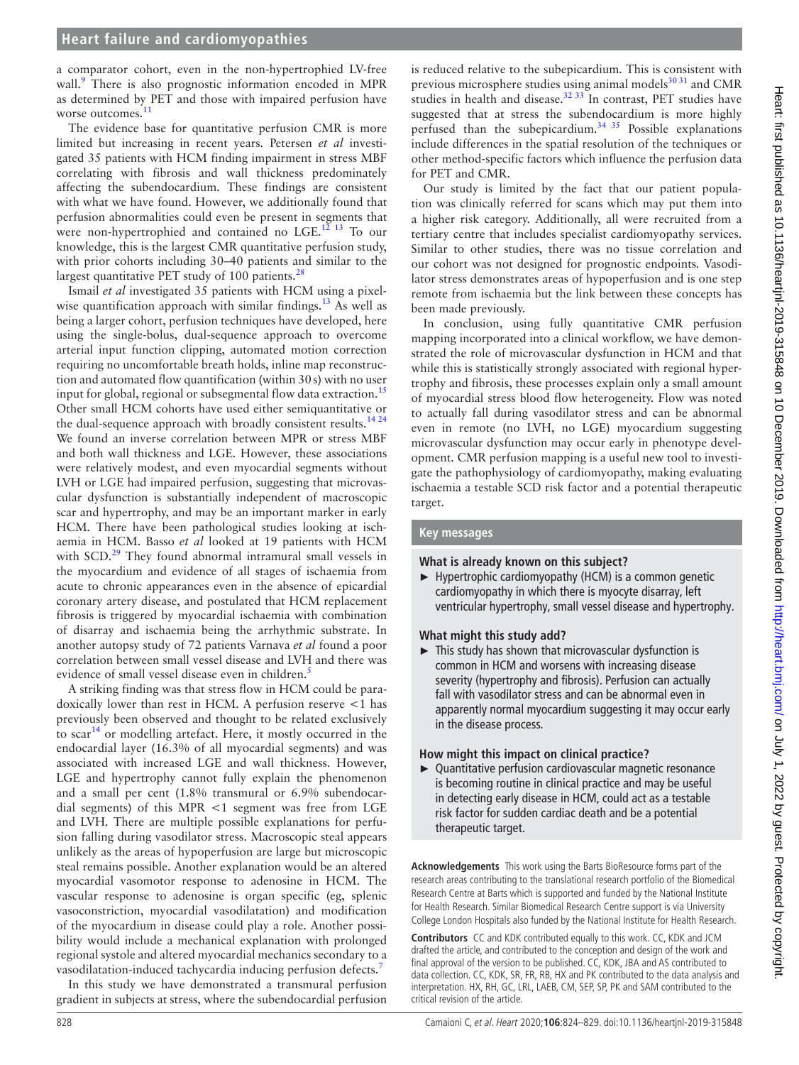a comparator cohort, even in the non-hypertrophied LV-free wall.[9] There is also prognostic information encoded in MPR as determined by PET and those with impaired perfusion have worse outcomes.[11]

The evidence base for quantitative perfusion CMR is more limited but increasing in recent years. Petersen *et al* investigated 35 patients with HCM finding impairment in stress MBF correlating with fibrosis and wall thickness predominately affecting the subendocardium. These findings are consistent with what we have found. However, we additionally found that perfusion abnormalities could even be present in segments that were non-hypertrophied and contained no LGE.[12 13] To our knowledge, this is the largest CMR quantitative perfusion study, with prior cohorts including 30–40 patients and similar to the largest quantitative PET study of 100 patients.[28]

Ismail *et al* investigated 35 patients with HCM using a pixel-wise quantification approach with similar findings.[13] As well as being a larger cohort, perfusion techniques have developed, here using the single-bolus, dual-sequence approach to overcome arterial input function clipping, automated motion correction requiring no uncomfortable breath holds, inline map reconstruction and automated flow quantification (within 30 s) with no user input for global, regional or subsegmental flow data extraction.[15] Other small HCM cohorts have used either semiquantitative or the dual-sequence approach with broadly consistent results.[14 24] We found an inverse correlation between MPR or stress MBF and both wall thickness and LGE. However, these associations were relatively modest, and even myocardial segments without LVH or LGE had impaired perfusion, suggesting that microvascular dysfunction is substantially independent of macroscopic scar and hypertrophy, and may be an important marker in early HCM. There have been pathological studies looking at ischaemia in HCM. Basso *et al* looked at 19 patients with HCM with SCD.[29] They found abnormal intramural small vessels in the myocardium and evidence of all stages of ischaemia from acute to chronic appearances even in the absence of epicardial coronary artery disease, and postulated that HCM replacement fibrosis is triggered by myocardial ischaemia with combination of disarray and ischaemia being the arrhythmic substrate. In another autopsy study of 72 patients Varnava *et al* found a poor correlation between small vessel disease and LVH and there was evidence of small vessel disease even in children.[5]

A striking finding was that stress flow in HCM could be paradoxically lower than rest in HCM. A perfusion reserve <1 has previously been observed and thought to be related exclusively to scar[14] or modelling artefact. Here, it mostly occurred in the endocardial layer (16.3% of all myocardial segments) and was associated with increased LGE and wall thickness. However, LGE and hypertrophy cannot fully explain the phenomenon and a small per cent (1.8% transmural or 6.9% subendocardial segments) of this MPR <1 segment was free from LGE and LVH. There are multiple possible explanations for perfusion falling during vasodilator stress. Macroscopic steal appears unlikely as the areas of hypoperfusion are large but microscopic steal remains possible. Another explanation would be an altered myocardial vasomotor response to adenosine in HCM. The vascular response to adenosine is organ specific (eg, splenic vasoconstriction, myocardial vasodilatation) and modification of the myocardium in disease could play a role. Another possibility would include a mechanical explanation with prolonged regional systole and altered myocardial mechanics secondary to a vasodilatation-induced tachycardia inducing perfusion defects.[7]

In this study we have demonstrated a transmural perfusion gradient in subjects at stress, where the subendocardial perfusion is reduced relative to the subepicardium. This is consistent with previous microsphere studies using animal models[30 31] and CMR studies in health and disease.[32 33] In contrast, PET studies have suggested that at stress the subendocardium is more highly perfused than the subepicardium.[34 35] Possible explanations include differences in the spatial resolution of the techniques or other method-specific factors which influence the perfusion data for PET and CMR.

Our study is limited by the fact that our patient population was clinically referred for scans which may put them into a higher risk category. Additionally, all were recruited from a tertiary centre that includes specialist cardiomyopathy services. Similar to other studies, there was no tissue correlation and our cohort was not designed for prognostic endpoints. Vasodilator stress demonstrates areas of hypoperfusion and is one step remote from ischaemia but the link between these concepts has been made previously.

In conclusion, using fully quantitative CMR perfusion mapping incorporated into a clinical workflow, we have demonstrated the role of microvascular dysfunction in HCM and that while this is statistically strongly associated with regional hypertrophy and fibrosis, these processes explain only a small amount of myocardial stress blood flow heterogeneity. Flow was noted to actually fall during vasodilator stress and can be abnormal even in remote (no LVH, no LGE) myocardium suggesting microvascular dysfunction may occur early in phenotype development. CMR perfusion mapping is a useful new tool to investigate the pathophysiology of cardiomyopathy, making evaluating ischaemia a testable SCD risk factor and a potential therapeutic target.

## Key messages

### What is already known on this subject?

- Hypertrophic cardiomyopathy (HCM) is a common genetic cardiomyopathy in which there is myocyte disarray, left ventricular hypertrophy, small vessel disease and hypertrophy.

### What might this study add?

- This study has shown that microvascular dysfunction is common in HCM and worsens with increasing disease severity (hypertrophy and fibrosis). Perfusion can actually fall with vasodilator stress and can be abnormal even in apparently normal myocardium suggesting it may occur early in the disease process.

### How might this impact on clinical practice?

- Quantitative perfusion cardiovascular magnetic resonance is becoming routine in clinical practice and may be useful in detecting early disease in HCM, could act as a testable risk factor for sudden cardiac death and be a potential therapeutic target.

**Acknowledgements** This work using the Barts BioResource forms part of the research areas contributing to the translational research portfolio of the Biomedical Research Centre at Barts which is supported and funded by the National Institute for Health Research. Similar Biomedical Research Centre support is via University College London Hospitals also funded by the National Institute for Health Research.

**Contributors** CC and KDK contributed equally to this work. CC, KDK and JCM drafted the article, and contributed to the conception and design of the work and final approval of the version to be published. CC, KDK, JBA and AS contributed to data collection. CC, KDK, SR, FR, RB, HX and PK contributed to the data analysis and interpretation. HX, RH, GC, LRL, LAEB, CM, SEP, SP, PK and SAM contributed to the critical revision of the article.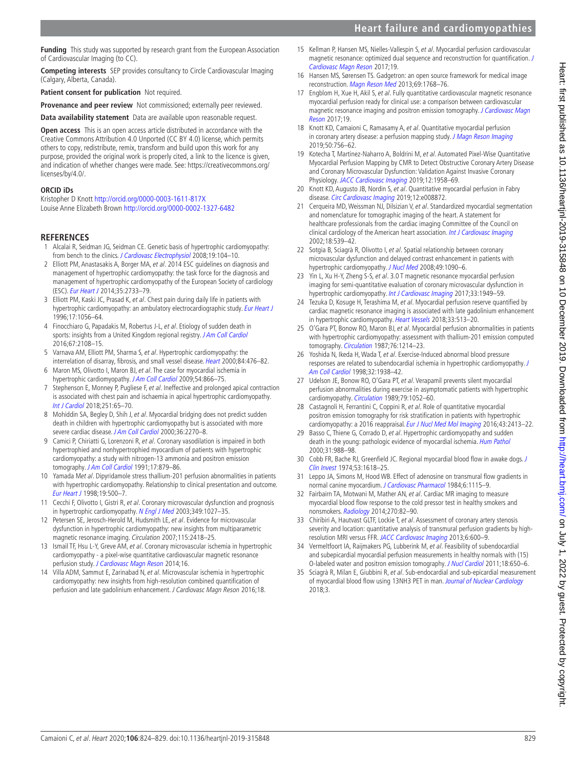**Funding** This study was supported by research grant from the European Association of Cardiovascular Imaging (to CC).

**Competing interests** SEP provides consultancy to Circle Cardiovascular Imaging (Calgary, Alberta, Canada).

**Patient consent for publication** Not required.

**Provenance and peer review** Not commissioned; externally peer reviewed.

**Data availability statement** Data are available upon reasonable request.

**Open access** This is an open access article distributed in accordance with the Creative Commons Attribution 4.0 Unported (CC BY 4.0) license, which permits others to copy, redistribute, remix, transform and build upon this work for any purpose, provided the original work is properly cited, a link to the licence is given, and indication of whether changes were made. See: https://creativecommons.org/licenses/by/4.0/.

**ORCID iDs**

Kristopher D Knott http://orcid.org/0000-0003-1611-817X
Louise Anne Elizabeth Brown http://orcid.org/0000-0002-1327-6482

## REFERENCES

1. Alcalai R, Seidman JG, Seidman CE. Genetic basis of hypertrophic cardiomyopathy: from bench to the clinics. *J Cardiovasc Electrophysiol* 2008;19:104–10.
2. Elliott PM, Anastasakis A, Borger MA, *et al*. 2014 ESC guidelines on diagnosis and management of hypertrophic cardiomyopathy: the task force for the diagnosis and management of hypertrophic cardiomyopathy of the European Society of cardiology (ESC). *Eur Heart J* 2014;35:2733–79.
3. Elliott PM, Kaski JC, Prasad K, *et al*. Chest pain during daily life in patients with hypertrophic cardiomyopathy: an ambulatory electrocardiographic study. *Eur Heart J* 1996;17:1056–64.
4. Finocchiaro G, Papadakis M, Robertus J-L, *et al*. Etiology of sudden death in sports: insights from a United Kingdom regional registry. *J Am Coll Cardiol* 2016;67:2108–15.
5. Varnava AM, Elliott PM, Sharma S, *et al*. Hypertrophic cardiomyopathy: the interrelation of disarray, fibrosis, and small vessel disease. *Heart* 2000;84:476–82.
6. Maron MS, Olivotto I, Maron BJ, *et al*. The case for myocardial ischemia in hypertrophic cardiomyopathy. *J Am Coll Cardiol* 2009;54:866–75.
7. Stephenson E, Monney P, Pugliese F, *et al*. Ineffective and prolonged apical contraction is associated with chest pain and ischaemia in apical hypertrophic cardiomyopathy. *Int J Cardiol* 2018;251:65–70.
8. Mohiddin SA, Begley D, Shih J, *et al*. Myocardial bridging does not predict sudden death in children with hypertrophic cardiomyopathy but is associated with more severe cardiac disease. *J Am Coll Cardiol* 2000;36:2270–8.
9. Camici P, Chiriatti G, Lorenzoni R, *et al*. Coronary vasodilation is impaired in both hypertrophied and nonhypertrophied myocardium of patients with hypertrophic cardiomyopathy: a study with nitrogen-13 ammonia and positron emission tomography. *J Am Coll Cardiol* 1991;17:879–86.
10. Yamada M*et al*. Dipyridamole stress thallium-201 perfusion abnormalities in patients with hypertrophic cardiomyopathy. Relationship to clinical presentation and outcome. *Eur Heart J* 1998;19:500–7.
11. Cecchi F, Olivotto I, Gistri R, *et al*. Coronary microvascular dysfunction and prognosis in hypertrophic cardiomyopathy. *N Engl J Med* 2003;349:1027–35.
12. Petersen SE, Jerosch-Herold M, Hudsmith LE, *et al*. Evidence for microvascular dysfunction in hypertrophic cardiomyopathy: new insights from multiparametric magnetic resonance imaging. *Circulation* 2007;115:2418–25.
13. Ismail TF, Hsu L-Y, Greve AM, *et al*. Coronary microvascular ischemia in hypertrophic cardiomyopathy - a pixel-wise quantitative cardiovascular magnetic resonance perfusion study. *J Cardiovasc Magn Reson* 2014;16.
14. Villa ADM, Sammut E, Zarinabad N, *et al*. Microvascular ischemia in hypertrophic cardiomyopathy: new insights from high-resolution combined quantification of perfusion and late gadolinium enhancement. *J Cardiovasc Magn Reson* 2016;18.
15. Kellman P, Hansen MS, Nielles-Vallespin S, *et al*. Myocardial perfusion cardiovascular magnetic resonance: optimized dual sequence and reconstruction for quantification. *J Cardiovasc Magn Reson* 2017;19.
16. Hansen MS, Sørensen TS. Gadgetron: an open source framework for medical image reconstruction. *Magn Reson Med* 2013;69:1768–76.
17. Engblom H, Xue H, Akil S, *et al*. Fully quantitative cardiovascular magnetic resonance myocardial perfusion ready for clinical use: a comparison between cardiovascular magnetic resonance imaging and positron emission tomography. *J Cardiovasc Magn Reson* 2017;19.
18. Knott KD, Camaioni C, Ramasamy A, *et al*. Quantitative myocardial perfusion in coronary artery disease: a perfusion mapping study. *J Magn Reson Imaging* 2019;50:756–62.
19. Kotecha T, Martinez-Naharro A, Boldrini M, *et al*. Automated Pixel-Wise Quantitative Myocardial Perfusion Mapping by CMR to Detect Obstructive Coronary Artery Disease and Coronary Microvascular Dysfunction: Validation Against Invasive Coronary Physiology. *JACC Cardiovasc Imaging* 2019;12:1958–69.
20. Knott KD, Augusto JB, Nordin S, *et al*. Quantitative myocardial perfusion in Fabry disease. *Circ Cardiovasc Imaging* 2019;12:e008872.
21. Cerqueira MD, Weissman NJ, Dilsizian V, *et al*. Standardized myocardial segmentation and nomenclature for tomographic imaging of the heart. A statement for healthcare professionals from the cardiac imaging Committee of the Council on clinical cardiology of the American heart association. *Int J Cardiovasc Imaging* 2002;18:539–42.
22. Sotgia B, Sciagrà R, Olivotto I, *et al*. Spatial relationship between coronary microvascular dysfunction and delayed contrast enhancement in patients with hypertrophic cardiomyopathy. *J Nucl Med* 2008;49:1090–6.
23. Yin L, Xu H-Y, Zheng S-S, *et al*. 3.0 T magnetic resonance myocardial perfusion imaging for semi-quantitative evaluation of coronary microvascular dysfunction in hypertrophic cardiomyopathy. *Int J Cardiovasc Imaging* 2017;33:1949–59.
24. Tezuka D, Kosuge H, Terashima M, *et al*. Myocardial perfusion reserve quantified by cardiac magnetic resonance imaging is associated with late gadolinium enhancement in hypertrophic cardiomyopathy. *Heart Vessels* 2018;33:513–20.
25. O'Gara PT, Bonow RO, Maron BJ, *et al*. Myocardial perfusion abnormalities in patients with hypertrophic cardiomyopathy: assessment with thallium-201 emission computed tomography. *Circulation* 1987;76:1214–23.
26. Yoshida N, Ikeda H, Wada T, *et al*. Exercise-Induced abnormal blood pressure responses are related to subendocardial ischemia in hypertrophic cardiomyopathy. *J Am Coll Cardiol* 1998;32:1938–42.
27. Udelson JE, Bonow RO, O'Gara PT, *et al*. Verapamil prevents silent myocardial perfusion abnormalities during exercise in asymptomatic patients with hypertrophic cardiomyopathy. *Circulation* 1989;79:1052–60.
28. Castagnoli H, Ferrantini C, Coppini R, *et al*. Role of quantitative myocardial positron emission tomography for risk stratification in patients with hypertrophic cardiomyopathy: a 2016 reappraisal. *Eur J Nucl Med Mol Imaging* 2016;43:2413–22.
29. Basso C, Thiene G, Corrado D, *et al*. Hypertrophic cardiomyopathy and sudden death in the young: pathologic evidence of myocardial ischemia. *Hum Pathol* 2000;31:988–98.
30. Cobb FR, Bache RJ, Greenfield JC. Regional myocardial blood flow in awake dogs. *J Clin Invest* 1974;53:1618–25.
31. Leppo JA, Simons M, Hood WB. Effect of adenosine on transmural flow gradients in normal canine myocardium. *J Cardiovasc Pharmacol* 1984;6:1115–9.
32. Fairbairn TA, Motwani M, Mather AN, *et al*. Cardiac MR imaging to measure myocardial blood flow response to the cold pressor test in healthy smokers and nonsmokers. *Radiology* 2014;270:82–90.
33. Chiribiri A, Hautvast GLTF, Lockie T, *et al*. Assessment of coronary artery stenosis severity and location: quantitative analysis of transmural perfusion gradients by high-resolution MRI versus FFR. *JACC Cardiovasc Imaging* 2013;6:600–9.
34. Vermeltfoort IA, Raijmakers PG, Lubberink M, *et al*. Feasibility of subendocardial and subepicardial myocardial perfusion measurements in healthy normals with (15) O-labeled water and positron emission tomography. *J Nucl Cardiol* 2011;18:650–6.
35. Sciagrà R, Milan E, Giubbini R, *et al*. Sub-endocardial and sub-epicardial measurement of myocardial blood flow using 13NH3 PET in man. *Journal of Nuclear Cardiology* 2018;3.